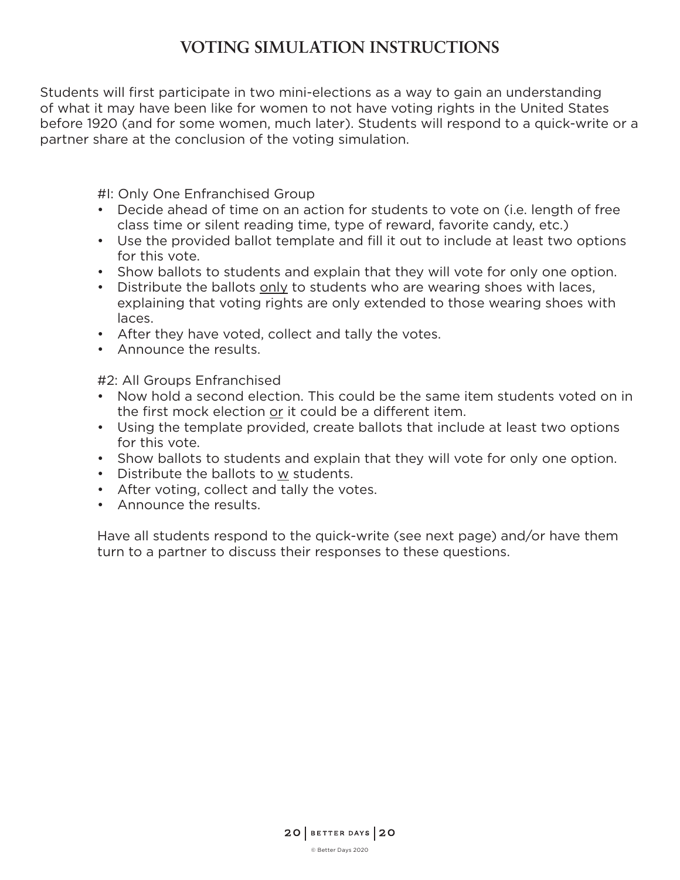# VOTING SIMULATION INSTRUCTIONS

Students will first participate in two mini-elections as a way to gain an understanding of what it may have been like for women to not have voting rights in the United States before 1920 (and for some women, much later). Students will respond to a quick-write or a partner share at the conclusion of the voting simulation.

#I: Only One Enfranchised Group

- Decide ahead of time on an action for students to vote on (i.e. length of free class time or silent reading time, type of reward, favorite candy, etc.)
- Use the provided ballot template and fill it out to include at least two options for this vote.
- Show ballots to students and explain that they will vote for only one option.
- Distribute the ballots <u>only</u> to students who are wearing shoes with laces, explaining that voting rights are only extended to those wearing shoes with laces.
- After they have voted, collect and tally the votes.
- Announce the results.

#2: All Groups Enfranchised

- Now hold a second election. This could be the same item students voted on in the first mock election <u>or</u> it could be a different item.
- Using the template provided, create ballots that include at least two options for this vote.
- Show ballots to students and explain that they will vote for only one option.
- Distribute the ballots to <u>w</u> students.
- After voting, collect and tally the votes.
- Announce the results.

Have all students respond to the quick-write (see next page) and/or have them turn to a partner to discuss their responses to these questions.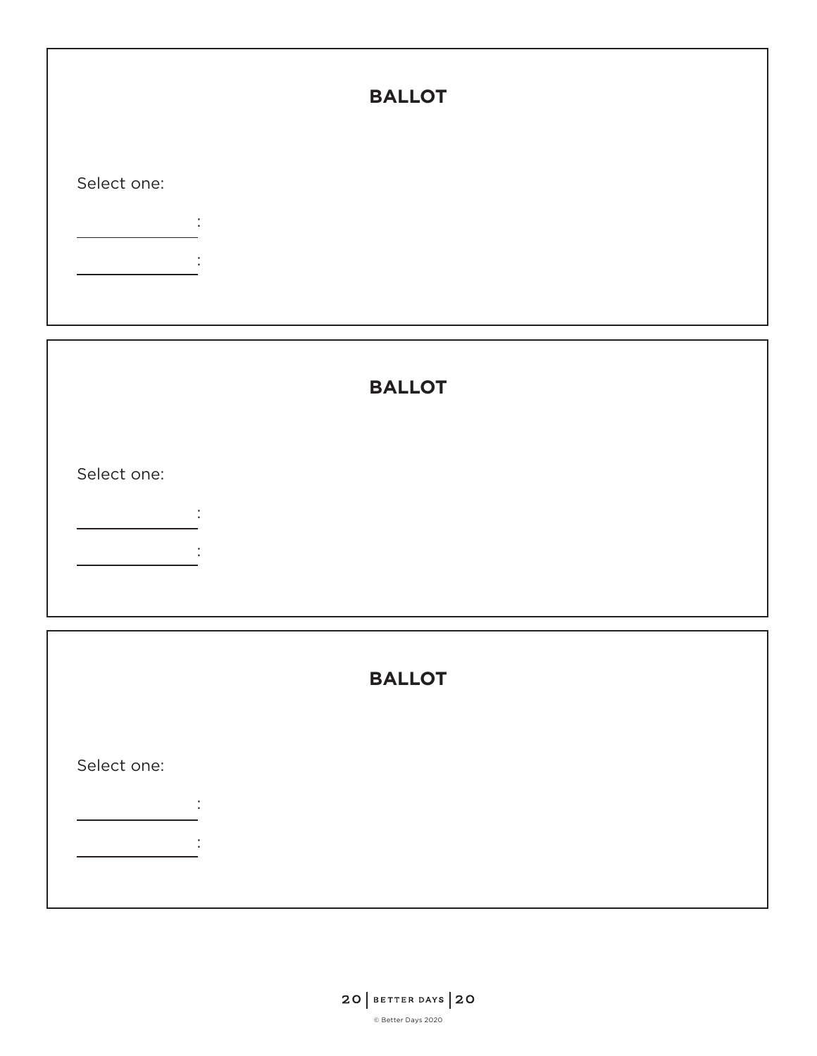**BALLOT**

Select one:

\_\_\_\_\_\_\_\_\_\_\_\_:

\_\_\_\_\_\_\_\_\_\_\_\_:

**BALLOT**

Select one:

\_\_\_\_\_\_\_\_\_\_\_\_:

\_\_\_\_\_\_\_\_\_\_\_\_:

**BALLOT**

Select one:

\_\_\_\_\_\_\_\_\_\_\_\_:

\_\_\_\_\_\_\_\_\_\_\_\_:

© Better Days 2020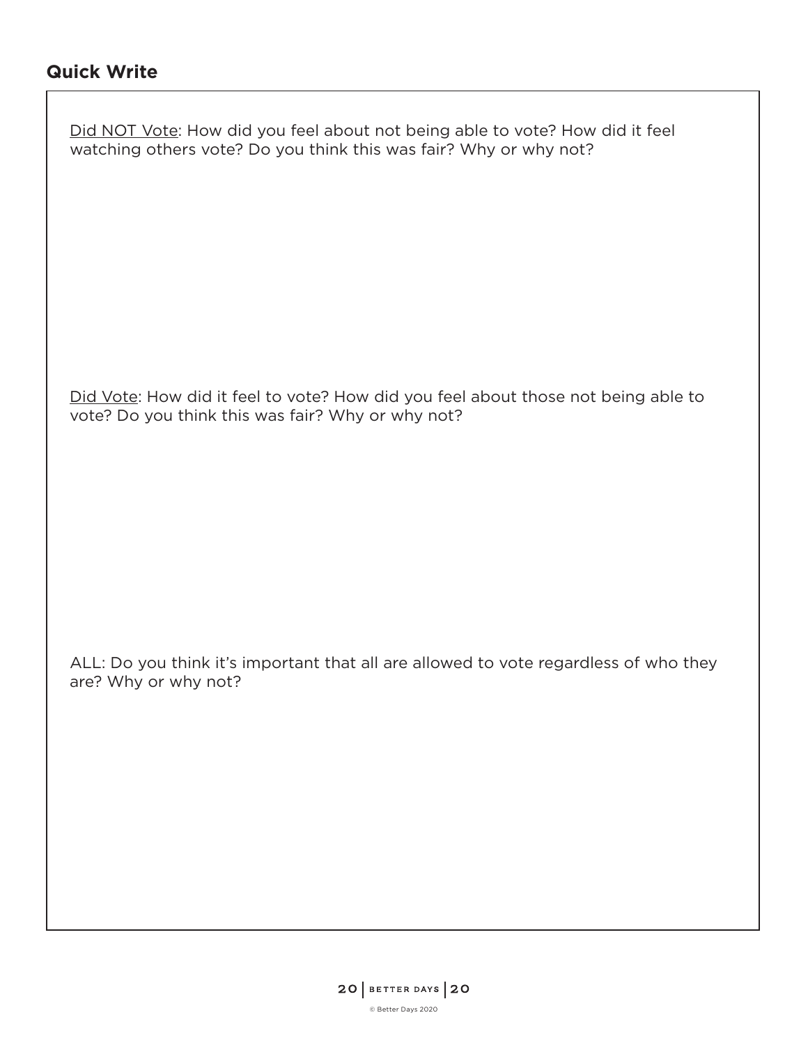## Quick Write

Did NOT Vote: How did you feel about not being able to vote? How did it feel watching others vote? Do you think this was fair? Why or why not?

Did Vote: How did it feel to vote? How did you feel about those not being able to vote? Do you think this was fair? Why or why not?

ALL: Do you think it's important that all are allowed to vote regardless of who they are? Why or why not?